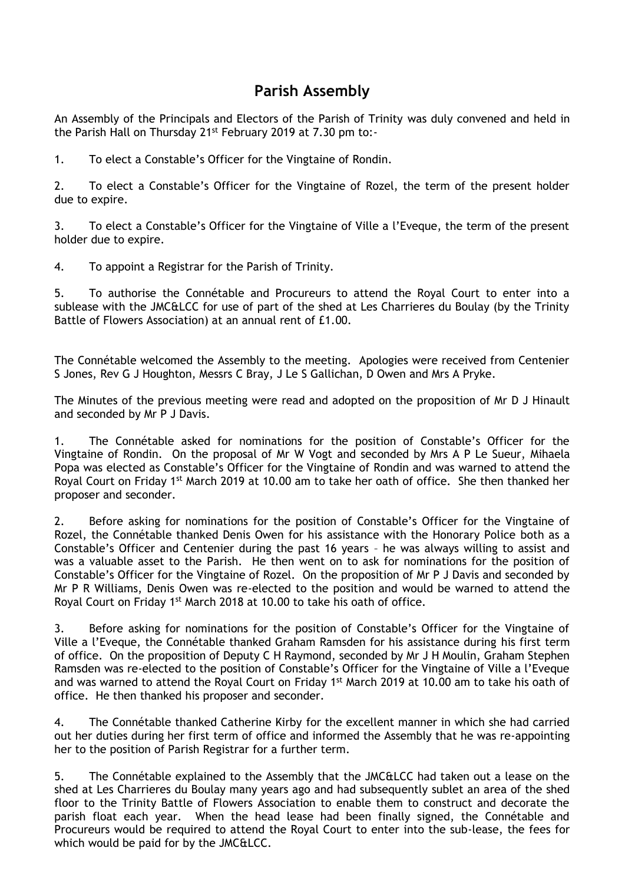# Parish Assembly

An Assembly of the Principals and Electors of the Parish of Trinity was duly convened and held in the Parish Hall on Thursday 21st February 2019 at 7.30 pm to:-

1. To elect a Constable's Officer for the Vingtaine of Rondin.

2. To elect a Constable's Officer for the Vingtaine of Rozel, the term of the present holder due to expire.

3. To elect a Constable's Officer for the Vingtaine of Ville a l'Eveque, the term of the present holder due to expire.

4. To appoint a Registrar for the Parish of Trinity.

5. To authorise the Connétable and Procureurs to attend the Royal Court to enter into a sublease with the JMC&LCC for use of part of the shed at Les Charrieres du Boulay (by the Trinity Battle of Flowers Association) at an annual rent of £1.00.

The Connétable welcomed the Assembly to the meeting. Apologies were received from Centenier S Jones, Rev G J Houghton, Messrs C Bray, J Le S Gallichan, D Owen and Mrs A Pryke.

The Minutes of the previous meeting were read and adopted on the proposition of Mr D J Hinault and seconded by Mr P J Davis.

1. The Connétable asked for nominations for the position of Constable's Officer for the Vingtaine of Rondin. On the proposal of Mr W Vogt and seconded by Mrs A P Le Sueur, Mihaela Popa was elected as Constable's Officer for the Vingtaine of Rondin and was warned to attend the Royal Court on Friday 1st March 2019 at 10.00 am to take her oath of office. She then thanked her proposer and seconder.

2. Before asking for nominations for the position of Constable's Officer for the Vingtaine of Rozel, the Connétable thanked Denis Owen for his assistance with the Honorary Police both as a Constable's Officer and Centenier during the past 16 years – he was always willing to assist and was a valuable asset to the Parish. He then went on to ask for nominations for the position of Constable's Officer for the Vingtaine of Rozel. On the proposition of Mr P J Davis and seconded by Mr P R Williams, Denis Owen was re-elected to the position and would be warned to attend the Royal Court on Friday 1st March 2018 at 10.00 to take his oath of office.

3. Before asking for nominations for the position of Constable's Officer for the Vingtaine of Ville a l'Eveque, the Connétable thanked Graham Ramsden for his assistance during his first term of office. On the proposition of Deputy C H Raymond, seconded by Mr J H Moulin, Graham Stephen Ramsden was re-elected to the position of Constable's Officer for the Vingtaine of Ville a l'Eveque and was warned to attend the Royal Court on Friday 1st March 2019 at 10.00 am to take his oath of office. He then thanked his proposer and seconder.

4. The Connétable thanked Catherine Kirby for the excellent manner in which she had carried out her duties during her first term of office and informed the Assembly that he was re-appointing her to the position of Parish Registrar for a further term.

5. The Connétable explained to the Assembly that the JMC&LCC had taken out a lease on the shed at Les Charrieres du Boulay many years ago and had subsequently sublet an area of the shed floor to the Trinity Battle of Flowers Association to enable them to construct and decorate the parish float each year. When the head lease had been finally signed, the Connétable and Procureurs would be required to attend the Royal Court to enter into the sub-lease, the fees for which would be paid for by the JMC&LCC.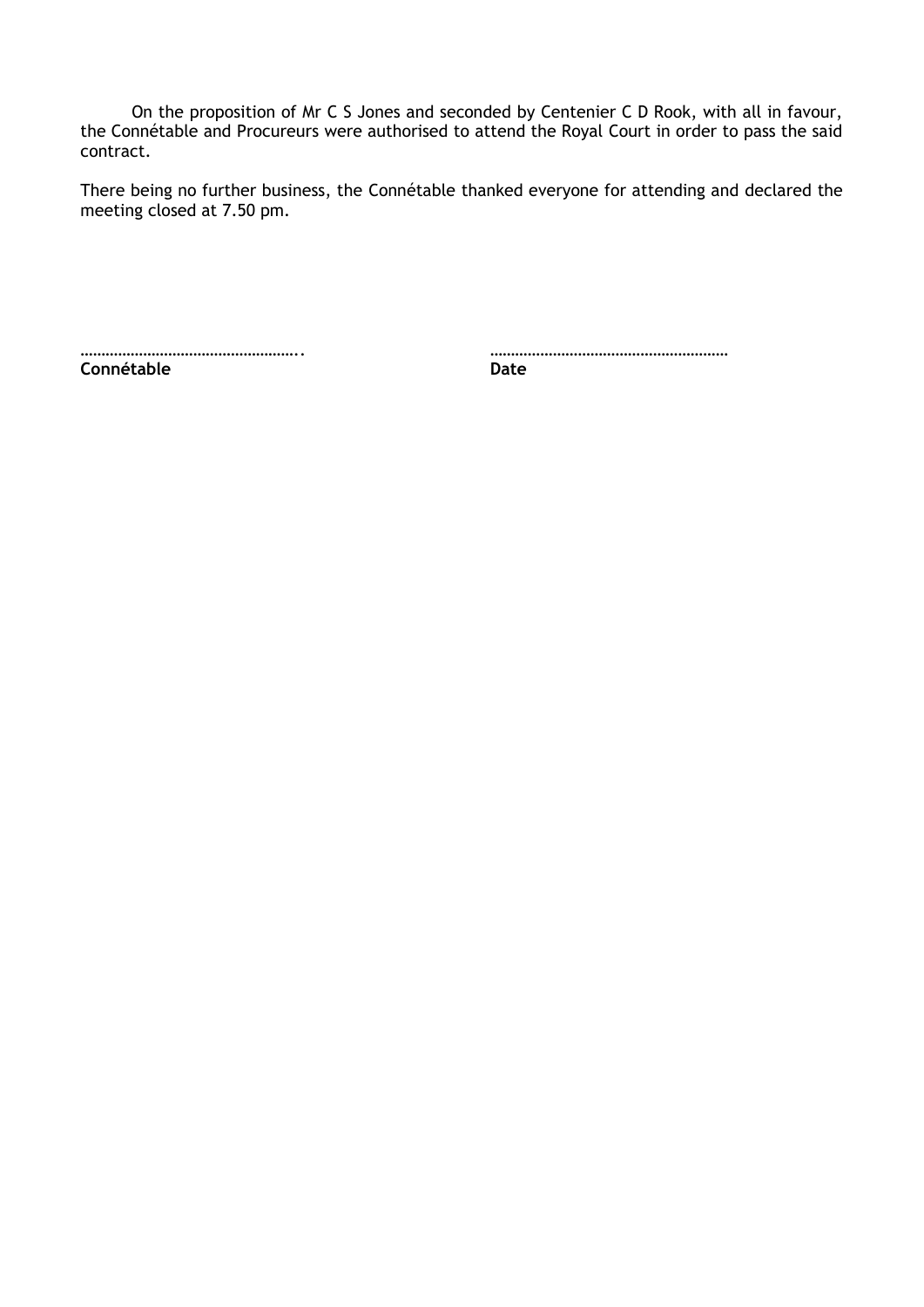On the proposition of Mr C S Jones and seconded by Centenier C D Rook, with all in favour, the Connétable and Procureurs were authorised to attend the Royal Court in order to pass the said contract.

There being no further business, the Connétable thanked everyone for attending and declared the meeting closed at 7.50 pm.

……………………………………………..  ………………………………………………

**Connétable**  **Date**